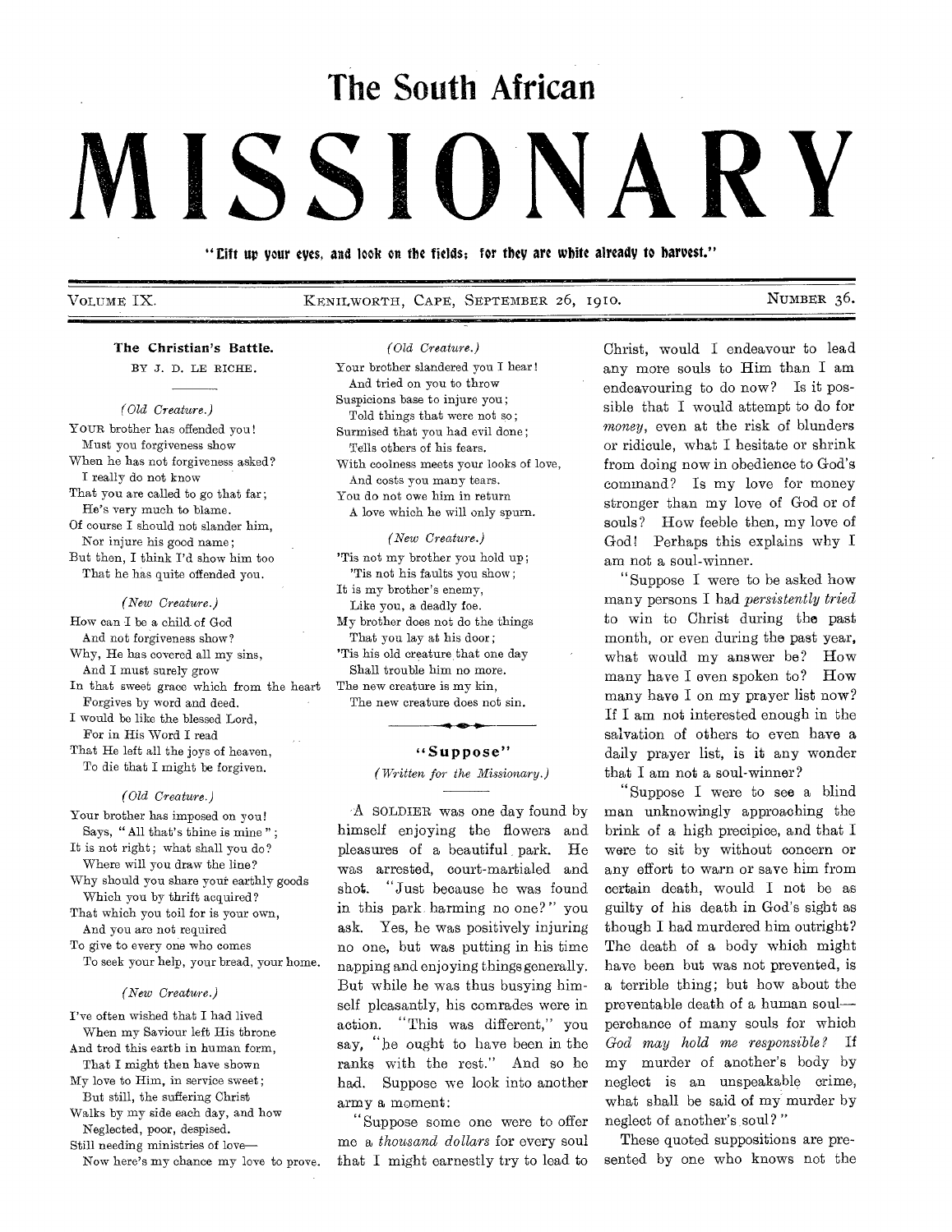# The South African MISSIONARY

"Lift up your eyes, and look on the fields; for they are white already to harvest."

VOLUME IX. KENILWORTH, CAPE, SEPTEMBER 26, 1910. NUMBER 36.

## The Christian's Battle.

BY J. D. LE RICHE.

*(Old Creature.)*

YOUR brother has offended you!
Must you forgiveness show
When he has not forgiveness asked?
I really do not know
That you are called to go that far;
He's very much to blame.
Of course I should not slander him,
Nor injure his good name;
But then, I think I'd show him too
That he has quite offended you.

*(New Creature.)*

How can I be a child of God
And not forgiveness show?
Why, He has covered all my sins,
And I must surely grow
In that sweet grace which from the heart
Forgives by word and deed.
I would be like the blessed Lord,
For in His Word I read
That He left all the joys of heaven,
To die that I might be forgiven.

*(Old Creature.)*

Your brother has imposed on you!
Says, "All that's thine is mine";
It is not right; what shall you do?
Where will you draw the line?
Why should you share your earthly goods
Which you by thrift acquired?
That which you toil for is your own,
And you are not required
To give to every one who comes
To seek your help, your bread, your home.

*(New Creature.)*

I've often wished that I had lived
When my Saviour left His throne
And trod this earth in human form,
That I might then have shown
My love to Him, in service sweet;
But still, the suffering Christ
Walks by my side each day, and how
Neglected, poor, despised.
Still needing ministries of love—
Now here's my chance my love to prove.

*(Old Creature.)*

Your brother slandered you I hear!
And tried on you to throw
Suspicions base to injure you;
Told things that were not so;
Surmised that you had evil done;
Tells others of his fears.
With coolness meets your looks of love,
And costs you many tears.
You do not owe him in return
A love which he will only spurn.

*(New Creature.)*

'Tis not my brother you hold up;
'Tis not his faults you show;
It is my brother's enemy,
Like you, a deadly foe.
My brother does not do the things
That you lay at his door;
'Tis his old creature that one day
Shall trouble him no more.
The new creature is my kin,
The new creature does not sin.

## "Suppose"

*(Written for the Missionary.)*

A SOLDIER was one day found by himself enjoying the flowers and pleasures of a beautiful park. He was arrested, court-martialed and shot. "Just because he was found in this park harming no one?" you ask. Yes, he was positively injuring no one, but was putting in his time napping and enjoying things generally. But while he was thus busying himself pleasantly, his comrades were in action. "This was different," you say, "he ought to have been in the ranks with the rest." And so he had. Suppose we look into another army a moment:

"Suppose some one were to offer me a *thousand dollars* for every soul that I might earnestly try to lead to Christ, would I endeavour to lead any more souls to Him than I am endeavouring to do now? Is it possible that I would attempt to do for *money*, even at the risk of blunders or ridicule, what I hesitate or shrink from doing now in obedience to God's command? Is my love for money stronger than my love of God or of souls? How feeble then, my love of God! Perhaps this explains why I am not a soul-winner.

"Suppose I were to be asked how many persons I had *persistently tried* to win to Christ during the past month, or even during the past year, what would my answer be? How many have I even spoken to? How many have I on my prayer list now? If I am not interested enough in the salvation of others to even have a daily prayer list, is it any wonder that I am not a soul-winner?

"Suppose I were to see a blind man unknowingly approaching the brink of a high precipice, and that I were to sit by without concern or any effort to warn or save him from certain death, would I not be as guilty of his death in God's sight as though I had murdered him outright? The death of a body which might have been but was not prevented, is a terrible thing; but how about the preventable death of a human soul—perchance of many souls for which *God may hold me responsible?* If my murder of another's body by neglect is an unspeakable crime, what shall be said of my murder by neglect of another's soul?"

These quoted suppositions are presented by one who knows not the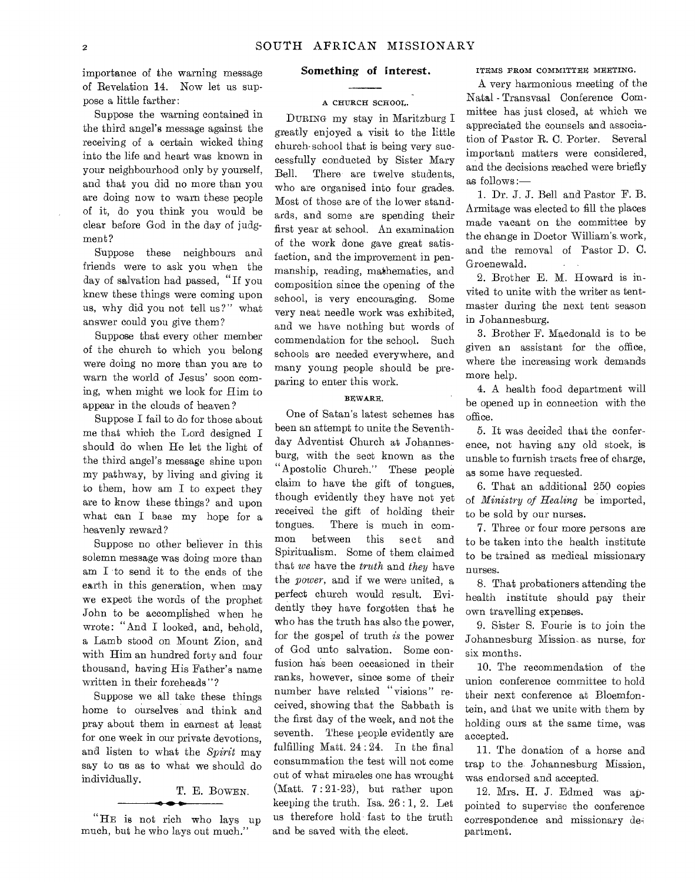importance of the warning message of Revelation 14. Now let us suppose a little farther:

Suppose the warning contained in the third angel's message against the receiving of a certain wicked thing into the life and heart was known in your neighbourhood only by yourself, and that you did no more than you are doing now to warn these people of it, do you think you would be clear before God in the day of judgment?

Suppose these neighbours and friends were to ask you when the day of salvation had passed, "If you knew these things were coming upon us, why did you not tell us?" what answer could you give them?

Suppose that every other member of the church to which you belong were doing no more than you are to warn the world of Jesus' soon coming, when might we look for Him to appear in the clouds of heaven?

Suppose I fail to do for those about me that which the Lord designed I should do when He let the light of the third angel's message shine upon my pathway, by living and giving it to them, how am I to expect they are to know these things? and upon what can I base my hope for a heavenly reward?

Suppose no other believer in this solemn message was doing more than am I to send it to the ends of the earth in this generation, when may we expect the words of the prophet John to be accomplished when he wrote: "And I looked, and, behold, a Lamb stood on Mount Zion, and with Him an hundred forty and four thousand, having His Father's name written in their foreheads"?

Suppose we all take these things home to ourselves and think and pray about them in earnest at least for one week in our private devotions, and listen to what the *Spirit* may say to us as to what we should do individually.

T. E. BOWEN.

---

"HE is not rich who lays up much, but he who lays out much."

## Something of interest.

### A CHURCH SCHOOL.

DURING my stay in Maritzburg I greatly enjoyed a visit to the little church-school that is being very successfully conducted by Sister Mary Bell. There are twelve students, who are organised into four grades. Most of those are of the lower standards, and some are spending their first year at school. An examination of the work done gave great satisfaction, and the improvement in penmanship, reading, mathematics, and composition since the opening of the school, is very encouraging. Some very neat needle work was exhibited, and we have nothing but words of commendation for the school. Such schools are needed everywhere, and many young people should be preparing to enter this work.

### BEWARE.

One of Satan's latest schemes has been an attempt to unite the Seventh-day Adventist Church at Johannesburg, with the sect known as the "Apostolic Church." These people claim to have the gift of tongues, though evidently they have not yet received the gift of holding their tongues. There is much in common between this sect and Spiritualism. Some of them claimed that *we* have the *truth* and *they* have the *power*, and if we were united, a perfect church would result. Evidently they have forgotten that he who has the truth has also the power, for the gospel of truth *is* the power of God unto salvation. Some confusion has been occasioned in their ranks, however, since some of their number have related "visions" received, showing that the Sabbath is the first day of the week, and not the seventh. These people evidently are fulfilling Matt. 24 : 24. In the final consummation the test will not come out of what miracles one has wrought (Matt. 7 : 21-23), but rather upon keeping the truth. Isa. 26 : 1, 2. Let us therefore hold fast to the truth and be saved with the elect.

### ITEMS FROM COMMITTEE MEETING.

A very harmonious meeting of the Natal-Transvaal Conference Committee has just closed, at which we appreciated the counsels and association of Pastor R. C. Porter. Several important matters were considered, and the decisions reached were briefly as follows:—

1. Dr. J. J. Bell and Pastor F. B. Armitage was elected to fill the places made vacant on the committee by the change in Doctor William's work, and the removal of Pastor D. C. Groenewald.

2. Brother E. M. Howard is invited to unite with the writer as tent-master during the next tent season in Johannesburg.

3. Brother F. Macdonald is to be given an assistant for the office, where the increasing work demands more help.

4. A health food department will be opened up in connection with the office.

5. It was decided that the conference, not having any old stock, is unable to furnish tracts free of charge, as some have requested.

6. That an additional 250 copies of *Ministry of Healing* be imported, to be sold by our nurses.

7. Three or four more persons are to be taken into the health institute to be trained as medical missionary nurses.

8. That probationers attending the health institute should pay their own travelling expenses.

9. Sister S. Fourie is to join the Johannesburg Mission as nurse, for six months.

10. The recommendation of the union conference committee to hold their next conference at Bloemfontein, and that we unite with them by holding ours at the same time, was accepted.

11. The donation of a horse and trap to the Johannesburg Mission, was endorsed and accepted.

12. Mrs. H. J. Edmed was appointed to supervise the conference correspondence and missionary department.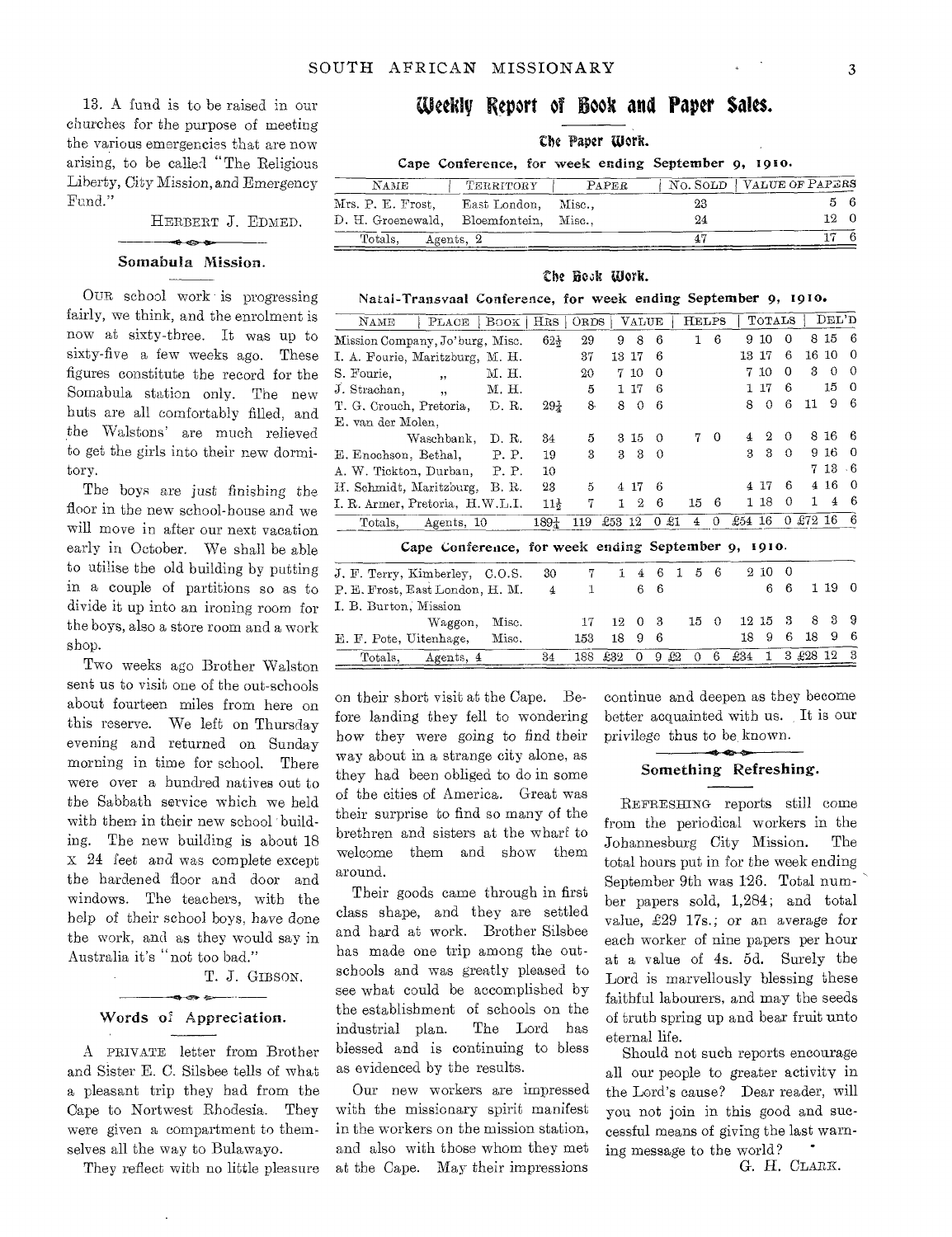13. A fund is to be raised in our churches for the purpose of meeting the various emergencies that are now arising, to be called "The Religious Liberty, City Mission, and Emergency Fund."

HERBERT J. EDMED.

## Somabula Mission.

OUR school work is progressing fairly, we think, and the enrolment is now at sixty-three. It was up to sixty-five a few weeks ago. These figures constitute the record for the Somabula station only. The new huts are all comfortably filled, and the Walstons' are much relieved to get the girls into their new dormitory.

The boys are just finishing the floor in the new school-house and we will move in after our next vacation early in October. We shall be able to utilise the old building by putting in a couple of partitions so as to divide it up into an ironing room for the boys, also a store room and a work shop.

Two weeks ago Brother Walston sent us to visit one of the out-schools about fourteen miles from here on this reserve. We left on Thursday evening and returned on Sunday morning in time for school. There were over a hundred natives out to the Sabbath service which we held with them in their new school building. The new building is about 18 x 24 feet and was complete except the hardened floor and door and windows. The teachers, with the help of their school boys, have done the work, and as they would say in Australia it's "not too bad."

T. J. GIBSON.

## Words of Appreciation.

A PRIVATE letter from Brother and Sister E. C. Silsbee tells of what a pleasant trip they had from the Cape to Nortwest Rhodesia. They were given a compartment to themselves all the way to Bulawayo.

They reflect with no little pleasure on their short visit at the Cape. Before landing they fell to wondering how they were going to find their way about in a strange city alone, as they had been obliged to do in some of the cities of America. Great was their surprise to find so many of the brethren and sisters at the wharf to welcome them and show them around.

Their goods came through in first class shape, and they are settled and hard at work. Brother Silsbee has made one trip among the out-schools and was greatly pleased to see what could be accomplished by the establishment of schools on the industrial plan. The Lord has blessed and is continuing to bless as evidenced by the results.

Our new workers are impressed with the missionary spirit manifest in the workers on the mission station, and also with those whom they met at the Cape. May their impressions continue and deepen as they become better acquainted with us. It is our privilege thus to be known.

## Something Refreshing.

REFRESHING reports still come from the periodical workers in the Johannesburg City Mission. The total hours put in for the week ending September 9th was 126. Total number papers sold, 1,284; and total value, £29 17s.; or an average for each worker of nine papers per hour at a value of 4s. 5d. Surely the Lord is marvellously blessing these faithful labourers, and may the seeds of truth spring up and bear fruit unto eternal life.

Should not such reports encourage all our people to greater activity in the Lord's cause? Dear reader, will you not join in this good and successful means of giving the last warning message to the world?

G. H. CLARK.

# Weekly Report of Book and Paper Sales.

## The Paper Work.

### Cape Conference, for week ending September 9, 1910.

| NAME | TERRITORY | PAPER | NO. SOLD | VALUE OF PAPERS |
|---|---|---|---|---|
| Mrs. P. E. Frost, | East London, | Misc., | 23 | 5 6 |
| D. H. Groenewald, | Bloemfontein, | Misc., | 24 | 12 0 |
| Totals, Agents, 2 | | | 47 | 17 6 |

## The Book Work.

### Natal-Transvaal Conference, for week ending September 9, 1910.

| NAME | PLACE | BOOK | HRS | ORDS | VALUE | HELPS | TOTALS | DEL'D |
|---|---|---|---|---|---|---|---|---|
| Mission Company, | Jo'burg, | Misc. | 62½ | 29 | 9 8 6 | 1 6 | 9 10 0 | 8 15 6 |
| I. A. Fourie, | Maritzburg, | M. H. | | 37 | 13 17 6 | | 13 17 6 | 16 10 0 |
| S. Fourie, | ,, | M. H. | | 20 | 7 10 0 | | 7 10 0 | 3 0 0 |
| J. Strachan, | ,, | M. H. | | 5 | 1 17 6 | | 1 17 6 | 15 0 |
| T. G. Crouch, | Pretoria, | D. R. | 29¾ | 8 | 8 0 6 | | 8 0 6 | 11 9 6 |
| E. van der Molen, | Waschbank, | D. R. | 34 | 5 | 3 15 0 | 7 0 | 4 2 0 | 8 16 6 |
| E. Enochson, | Bethal, | P. P. | 19 | 3 | 3 3 0 | | 3 3 0 | 9 16 0 |
| A. W. Tickton, | Durban, | P. P. | 10 | | | | | 7 13 6 |
| H. Schmidt, | Maritzburg, | B. R. | 23 | 5 | 4 17 6 | | 4 17 6 | 4 16 0 |
| I. R. Armer, | Pretoria, | H.W.L.I. | 11½ | 7 | 1 2 6 | 15 6 | 1 18 0 | 1 4 6 |
| Totals, | Agents, 10 | | 189¼ | 119 | £53 12 0 | £1 4 0 | £54 16 0 | £72 16 6 |

### Cape Conference, for week ending September 9, 1910.

| NAME | PLACE | BOOK | HRS | ORDS | VALUE | HELPS | TOTALS | DEL'D |
|---|---|---|---|---|---|---|---|---|
| J. F. Terry, | Kimberley, | C.O.S. | 30 | 7 | 1 4 6 | 1 5 6 | 2 10 0 | |
| P. E. Frost, | East London, | H. M. | 4 | 1 | 6 6 | | 6 6 | 1 19 0 |
| I. B. Burton, | Mission Waggon, | Misc. | | 17 | 12 0 3 | 15 0 | 12 15 3 | 8 3 9 |
| E. F. Pote, | Uitenhage, | Misc. | | 153 | 18 9 6 | | 18 9 6 | 18 9 6 |
| Totals, | Agents, 4 | | 34 | 188 | £32 0 9 | £2 0 6 | £34 1 3 | £28 12 3 |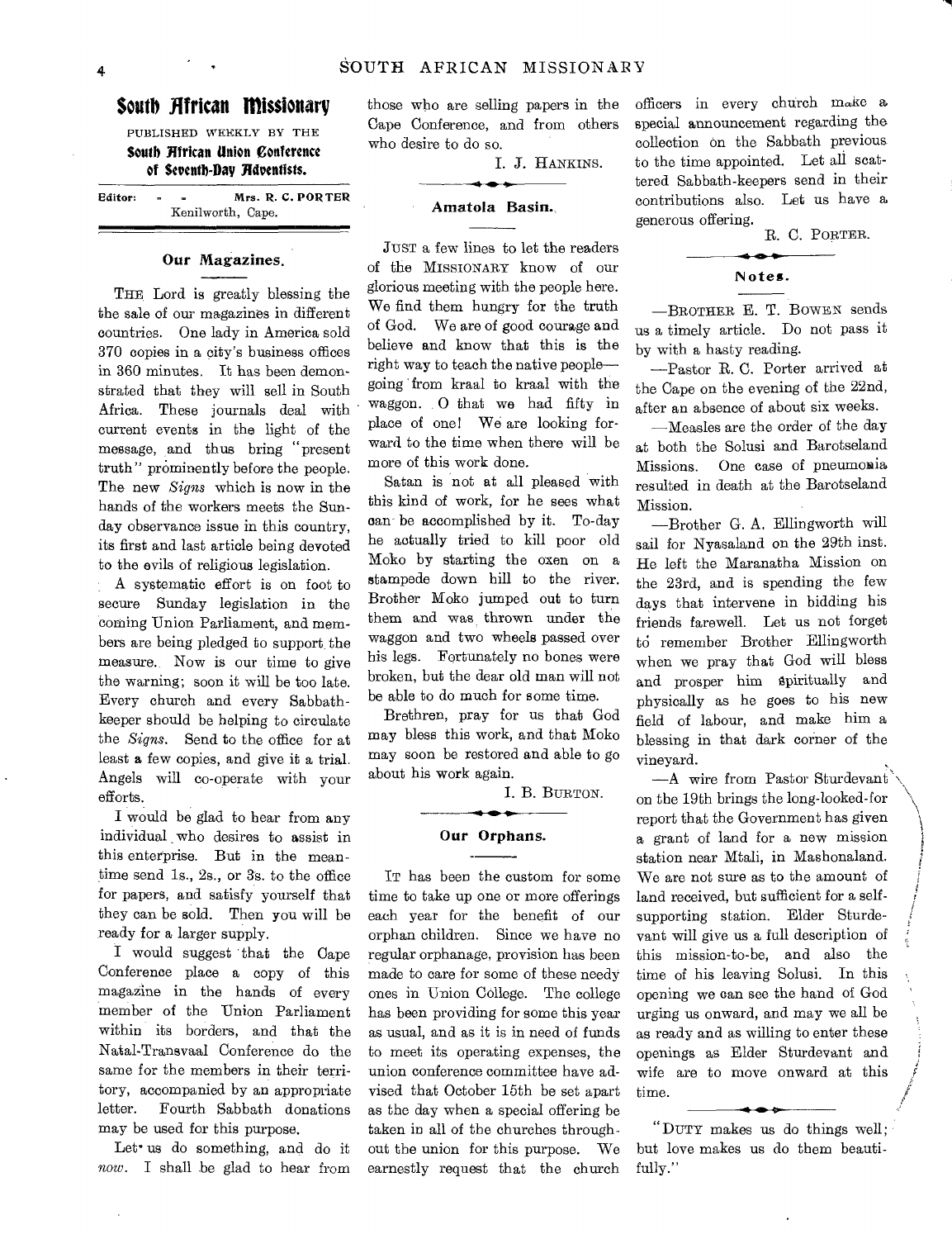# South African Missionary

PUBLISHED WEEKLY BY THE

**South African Union Conference of Seventh-Day Adventists.**

Editor: Mrs. R. C. PORTER
Kenilworth, Cape.

## Our Magazines.

THE Lord is greatly blessing the the sale of our magazines in different countries. One lady in America sold 370 copies in a city's business offices in 360 minutes. It has been demonstrated that they will sell in South Africa. These journals deal with current events in the light of the message, and thus bring "present truth" prominently before the people. The new *Signs* which is now in the hands of the workers meets the Sunday observance issue in this country, its first and last article being devoted to the evils of religious legislation.

A systematic effort is on foot to secure Sunday legislation in the coming Union Parliament, and members are being pledged to support the measure. Now is our time to give the warning; soon it will be too late. Every church and every Sabbath-keeper should be helping to circulate the *Signs*. Send to the office for at least a few copies, and give it a trial. Angels will co-operate with your efforts.

I would be glad to hear from any individual who desires to assist in this enterprise. But in the meantime send 1s., 2s., or 3s. to the office for papers, and satisfy yourself that they can be sold. Then you will be ready for a larger supply.

I would suggest that the Cape Conference place a copy of this magazine in the hands of every member of the Union Parliament within its borders, and that the Natal-Transvaal Conference do the same for the members in their territory, accompanied by an appropriate letter. Fourth Sabbath donations may be used for this purpose.

Let us do something, and do it *now*. I shall be glad to hear from those who are selling papers in the Cape Conference, and from others who desire to do so.

I. J. HANKINS.

## Amatola Basin.

JUST a few lines to let the readers of the MISSIONARY know of our glorious meeting with the people here. We find them hungry for the truth of God. We are of good courage and believe and know that this is the right way to teach the native people—going from kraal to kraal with the waggon. O that we had fifty in place of one! We are looking forward to the time when there will be more of this work done.

Satan is not at all pleased with this kind of work, for he sees what can be accomplished by it. To-day he actually tried to kill poor old Moko by starting the oxen on a stampede down hill to the river. Brother Moko jumped out to turn them and was thrown under the waggon and two wheels passed over his legs. Fortunately no bones were broken, but the dear old man will not be able to do much for some time.

Brethren, pray for us that God may bless this work, and that Moko may soon be restored and able to go about his work again.

I. B. BURTON.

## Our Orphans.

IT has been the custom for some time to take up one or more offerings each year for the benefit of our orphan children. Since we have no regular orphanage, provision has been made to care for some of these needy ones in Union College. The college has been providing for some this year as usual, and as it is in need of funds to meet its operating expenses, the union conference committee have advised that October 15th be set apart as the day when a special offering be taken in all of the churches throughout the union for this purpose. We earnestly request that the church officers in every church make a special announcement regarding the collection on the Sabbath previous to the time appointed. Let all scattered Sabbath-keepers send in their contributions also. Let us have a generous offering.

R. C. PORTER.

## Notes.

—BROTHER E. T. BOWEN sends us a timely article. Do not pass it by with a hasty reading.

—Pastor R. C. Porter arrived at the Cape on the evening of the 22nd, after an absence of about six weeks.

—Measles are the order of the day at both the Solusi and Barotseland Missions. One case of pneumonia resulted in death at the Barotseland Mission.

—Brother G. A. Ellingworth will sail for Nyasaland on the 29th inst. He left the Maranatha Mission on the 23rd, and is spending the few days that intervene in bidding his friends farewell. Let us not forget to remember Brother Ellingworth when we pray that God will bless and prosper him spiritually and physically as he goes to his new field of labour, and make him a blessing in that dark corner of the vineyard.

—A wire from Pastor Sturdevant on the 19th brings the long-looked-for report that the Government has given a grant of land for a new mission station near Mtali, in Mashonaland. We are not sure as to the amount of land received, but sufficient for a self-supporting station. Elder Sturdevant will give us a full description of this mission-to-be, and also the time of his leaving Solusi. In this opening we can see the hand of God urging us onward, and may we all be as ready and as willing to enter these openings as Elder Sturdevant and wife are to move onward at this time.

"DUTY makes us do things well; but love makes us do them beautifully."